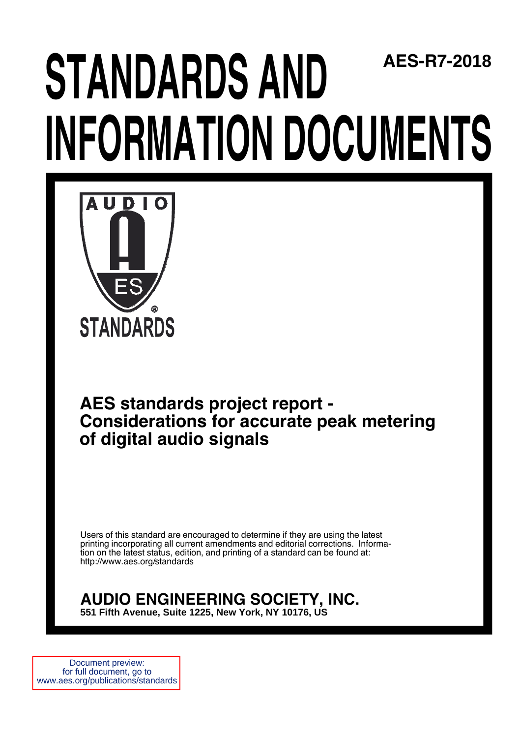# STANDARDS AND INFORMATION DOCUMENTS

**AES-R7-2018**

AUDIO ES STANDARDS

## AES standards project report - Considerations for accurate peak metering of digital audio signals

Users of this standard are encouraged to determine if they are using the latest printing incorporating all current amendments and editorial corrections. Information on the latest status, edition, and printing of a standard can be found at: http://www.aes.org/standards

**AUDIO ENGINEERING SOCIETY, INC.**
**551 Fifth Avenue, Suite 1225, New York, NY 10176, US**

Document preview:
for full document, go to
www.aes.org/publications/standards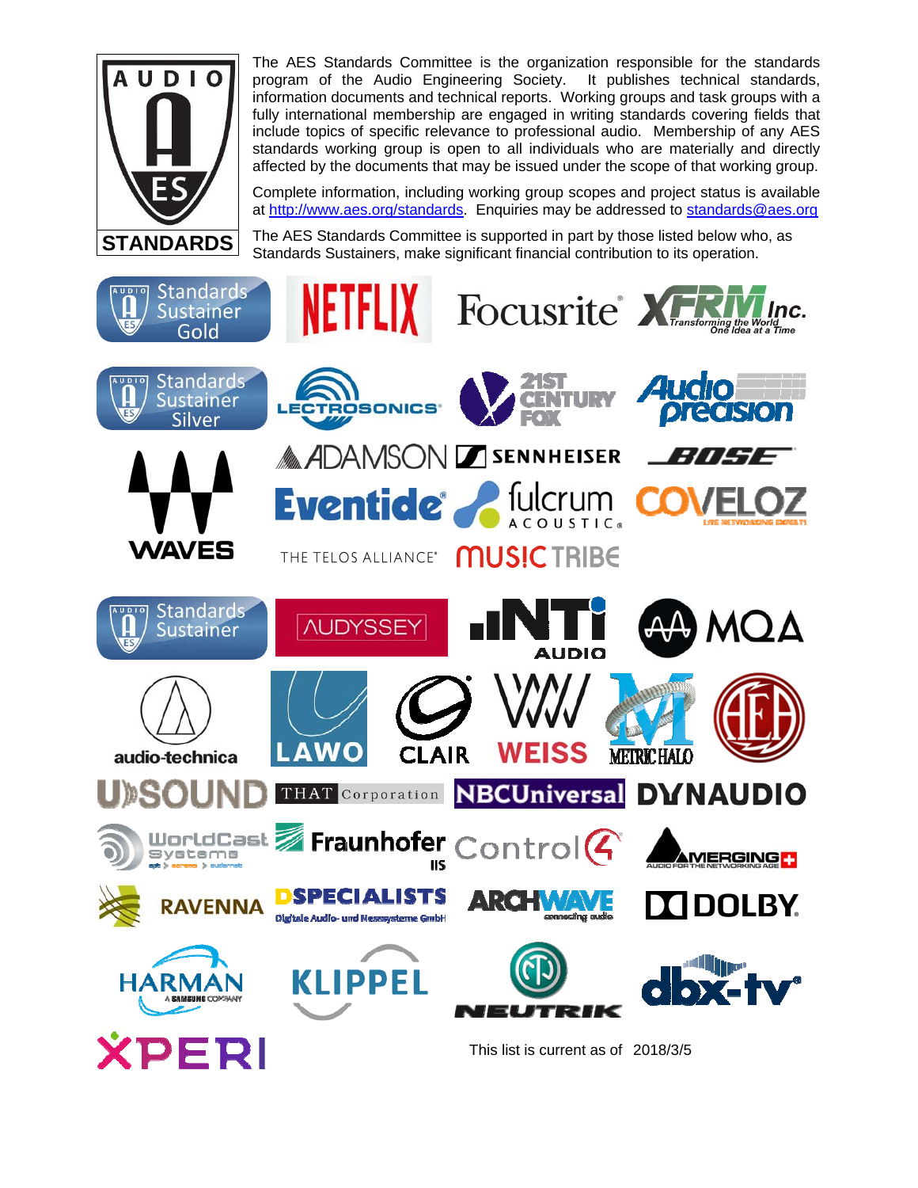The AES Standards Committee is the organization responsible for the standards program of the Audio Engineering Society. It publishes technical standards, information documents and technical reports. Working groups and task groups with a fully international membership are engaged in writing standards covering fields that include topics of specific relevance to professional audio. Membership of any AES standards working group is open to all individuals who are materially and directly affected by the documents that may be issued under the scope of that working group.

Complete information, including working group scopes and project status is available at http://www.aes.org/standards. Enquiries may be addressed to standards@aes.org

The AES Standards Committee is supported in part by those listed below who, as Standards Sustainers, make significant financial contribution to its operation.

**Standards Sustainer Gold**

Netflix, Focusrite, XFRM Inc.

**Standards Sustainer Silver**

Lectrosonics, 21st Century Fox, Audio Precision, Waves, Adamson, Sennheiser, Bose, Eventide, Fulcrum Acoustic, Coveloz, The Telos Alliance, Music Tribe

**Standards Sustainer**

Audyssey, NTi Audio, MQA, Audio-Technica, Lawo, Clair, Weiss, Metric Halo, AEA, UDSound, THAT Corporation, NBCUniversal, Dynaudio, WorldCast Systems, Fraunhofer IIS, Control4, Merging, Ravenna, DSpecialists, Archwave, Dolby, Harman, Klippel, Neutrik, dbx-tv, Xperi

This list is current as of 2018/3/5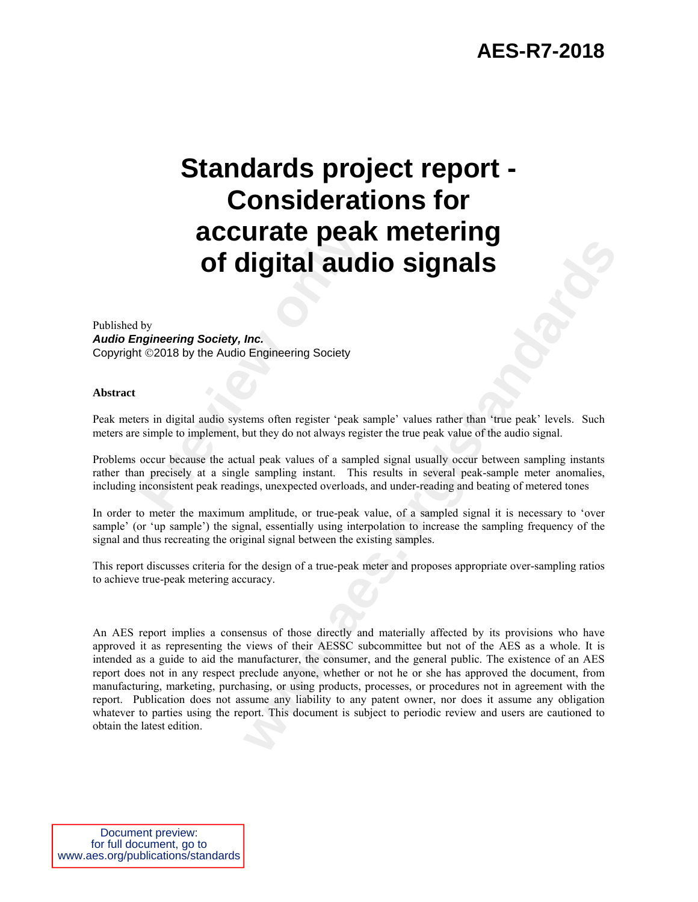**AES-R7-2018**

# Standards project report - Considerations for accurate peak metering of digital audio signals

Published by
***Audio Engineering Society, Inc.***
Copyright ©2018 by the Audio Engineering Society

**Abstract**

Peak meters in digital audio systems often register 'peak sample' values rather than 'true peak' levels. Such meters are simple to implement, but they do not always register the true peak value of the audio signal.

Problems occur because the actual peak values of a sampled signal usually occur between sampling instants rather than precisely at a single sampling instant. This results in several peak-sample meter anomalies, including inconsistent peak readings, unexpected overloads, and under-reading and beating of metered tones

In order to meter the maximum amplitude, or true-peak value, of a sampled signal it is necessary to 'over sample' (or 'up sample') the signal, essentially using interpolation to increase the sampling frequency of the signal and thus recreating the original signal between the existing samples.

This report discusses criteria for the design of a true-peak meter and proposes appropriate over-sampling ratios to achieve true-peak metering accuracy.

An AES report implies a consensus of those directly and materially affected by its provisions who have approved it as representing the views of their AESSC subcommittee but not of the AES as a whole. It is intended as a guide to aid the manufacturer, the consumer, and the general public. The existence of an AES report does not in any respect preclude anyone, whether or not he or she has approved the document, from manufacturing, marketing, purchasing, or using products, processes, or procedures not in agreement with the report. Publication does not assume any liability to any patent owner, nor does it assume any obligation whatever to parties using the report. This document is subject to periodic review and users are cautioned to obtain the latest edition.

Document preview:
for full document, go to
www.aes.org/publications/standards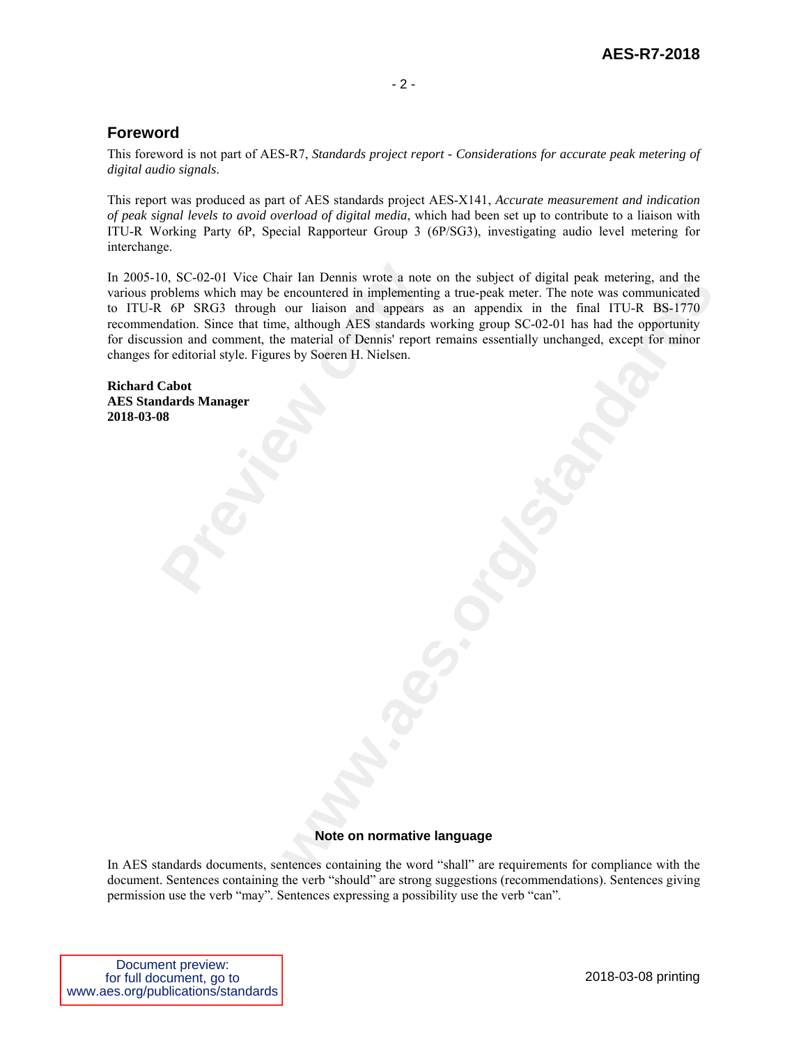## Foreword

This foreword is not part of AES-R7, *Standards project report - Considerations for accurate peak metering of digital audio signals*.

This report was produced as part of AES standards project AES-X141, *Accurate measurement and indication of peak signal levels to avoid overload of digital media*, which had been set up to contribute to a liaison with ITU-R Working Party 6P, Special Rapporteur Group 3 (6P/SG3), investigating audio level metering for interchange.

In 2005-10, SC-02-01 Vice Chair Ian Dennis wrote a note on the subject of digital peak metering, and the various problems which may be encountered in implementing a true-peak meter. The note was communicated to ITU-R 6P SRG3 through our liaison and appears as an appendix in the final ITU-R BS-1770 recommendation. Since that time, although AES standards working group SC-02-01 has had the opportunity for discussion and comment, the material of Dennis' report remains essentially unchanged, except for minor changes for editorial style. Figures by Soeren H. Nielsen.

**Richard Cabot**
**AES Standards Manager**
**2018-03-08**

### Note on normative language

In AES standards documents, sentences containing the word "shall" are requirements for compliance with the document. Sentences containing the verb "should" are strong suggestions (recommendations). Sentences giving permission use the verb "may". Sentences expressing a possibility use the verb "can".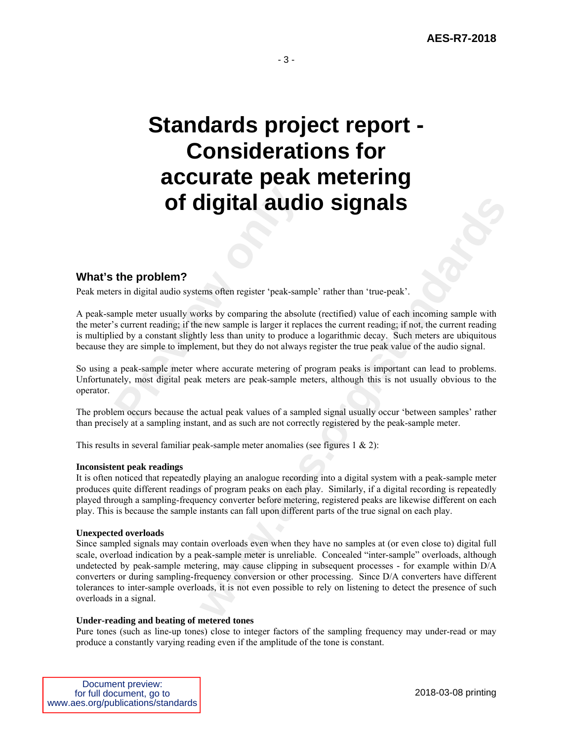# Standards project report - Considerations for accurate peak metering of digital audio signals

## What's the problem?

Peak meters in digital audio systems often register 'peak-sample' rather than 'true-peak'.

A peak-sample meter usually works by comparing the absolute (rectified) value of each incoming sample with the meter's current reading; if the new sample is larger it replaces the current reading; if not, the current reading is multiplied by a constant slightly less than unity to produce a logarithmic decay. Such meters are ubiquitous because they are simple to implement, but they do not always register the true peak value of the audio signal.

So using a peak-sample meter where accurate metering of program peaks is important can lead to problems. Unfortunately, most digital peak meters are peak-sample meters, although this is not usually obvious to the operator.

The problem occurs because the actual peak values of a sampled signal usually occur 'between samples' rather than precisely at a sampling instant, and as such are not correctly registered by the peak-sample meter.

This results in several familiar peak-sample meter anomalies (see figures 1 & 2):

**Inconsistent peak readings**

It is often noticed that repeatedly playing an analogue recording into a digital system with a peak-sample meter produces quite different readings of program peaks on each play. Similarly, if a digital recording is repeatedly played through a sampling-frequency converter before metering, registered peaks are likewise different on each play. This is because the sample instants can fall upon different parts of the true signal on each play.

**Unexpected overloads**

Since sampled signals may contain overloads even when they have no samples at (or even close to) digital full scale, overload indication by a peak-sample meter is unreliable. Concealed "inter-sample" overloads, although undetected by peak-sample metering, may cause clipping in subsequent processes - for example within D/A converters or during sampling-frequency conversion or other processing. Since D/A converters have different tolerances to inter-sample overloads, it is not even possible to rely on listening to detect the presence of such overloads in a signal.

**Under-reading and beating of metered tones**

Pure tones (such as line-up tones) close to integer factors of the sampling frequency may under-read or may produce a constantly varying reading even if the amplitude of the tone is constant.